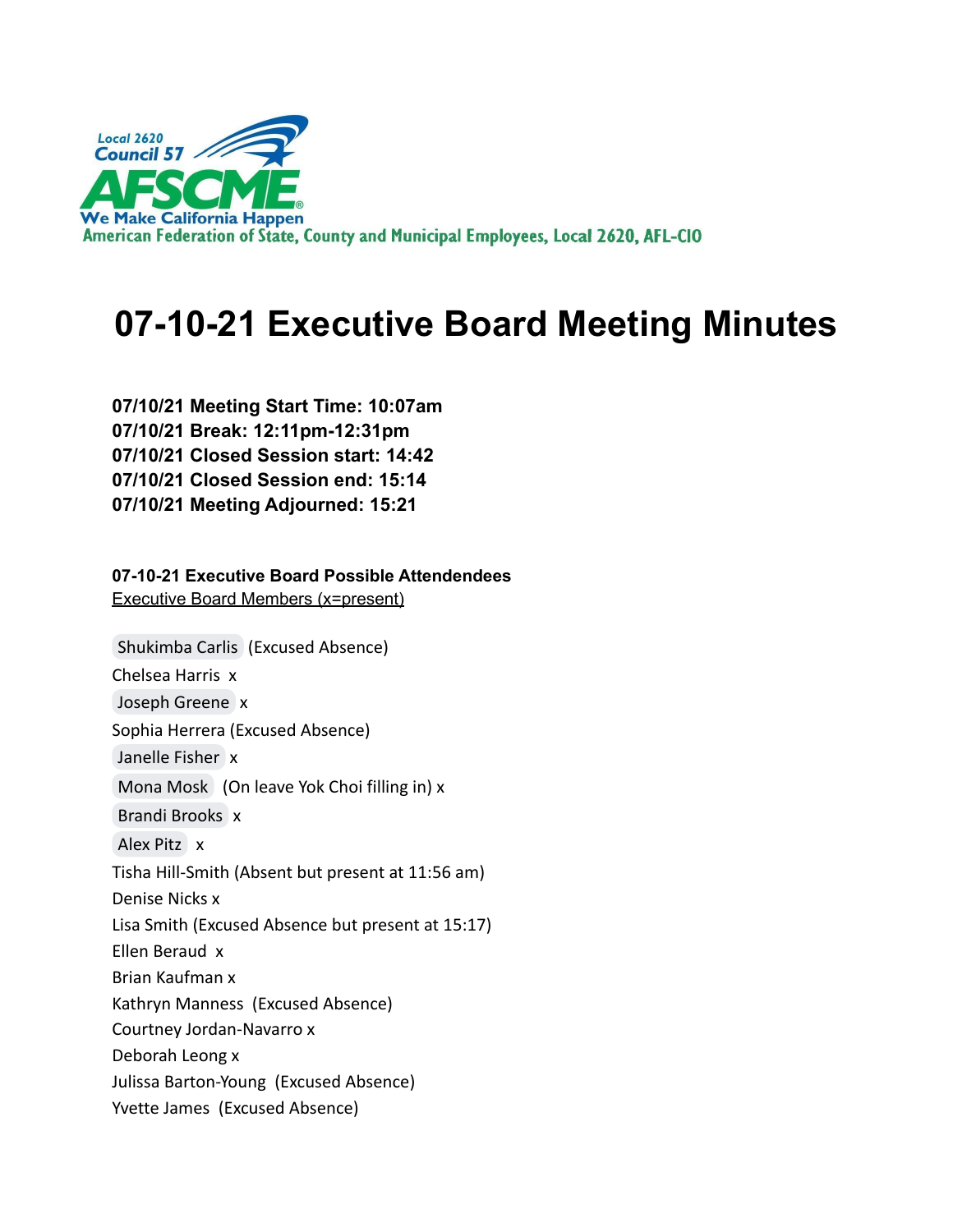Local 2620
Council 57
AFSCME
We Make California Happen
American Federation of State, County and Municipal Employees, Local 2620, AFL-CIO

# 07-10-21 Executive Board Meeting Minutes

**07/10/21 Meeting Start Time: 10:07am**
**07/10/21 Break: 12:11pm-12:31pm**
**07/10/21 Closed Session start: 14:42**
**07/10/21 Closed Session end: 15:14**
**07/10/21 Meeting Adjourned: 15:21**

**07-10-21 Executive Board Possible Attendees**
Executive Board Members (x=present)

Shukimba Carlis (Excused Absence)
Chelsea Harris x
Joseph Greene x
Sophia Herrera (Excused Absence)
Janelle Fisher x
Mona Mosk (On leave Yok Choi filling in) x
Brandi Brooks x
Alex Pitz x
Tisha Hill-Smith (Absent but present at 11:56 am)
Denise Nicks x
Lisa Smith (Excused Absence but present at 15:17)
Ellen Beraud x
Brian Kaufman x
Kathryn Manness (Excused Absence)
Courtney Jordan-Navarro x
Deborah Leong x
Julissa Barton-Young (Excused Absence)
Yvette James (Excused Absence)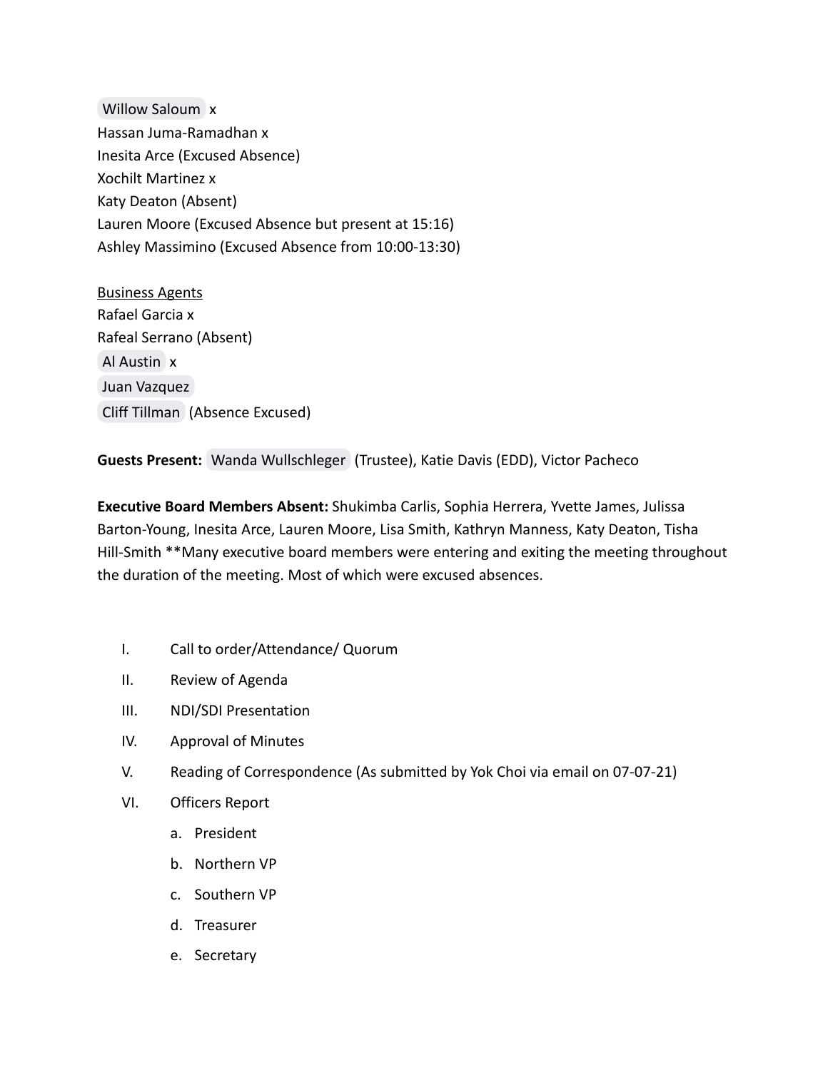Willow Saloum x
Hassan Juma-Ramadhan x
Inesita Arce (Excused Absence)
Xochilt Martinez x
Katy Deaton (Absent)
Lauren Moore (Excused Absence but present at 15:16)
Ashley Massimino (Excused Absence from 10:00-13:30)

<u>Business Agents</u>
Rafael Garcia x
Rafeal Serrano (Absent)
Al Austin x
Juan Vazquez
Cliff Tillman (Absence Excused)

**Guests Present:** Wanda Wullschleger (Trustee), Katie Davis (EDD), Victor Pacheco

**Executive Board Members Absent:** Shukimba Carlis, Sophia Herrera, Yvette James, Julissa Barton-Young, Inesita Arce, Lauren Moore, Lisa Smith, Kathryn Manness, Katy Deaton, Tisha Hill-Smith **Many executive board members were entering and exiting the meeting throughout the duration of the meeting. Most of which were excused absences.

I. Call to order/Attendance/ Quorum
II. Review of Agenda
III. NDI/SDI Presentation
IV. Approval of Minutes
V. Reading of Correspondence (As submitted by Yok Choi via email on 07-07-21)
VI. Officers Report
   a. President
   b. Northern VP
   c. Southern VP
   d. Treasurer
   e. Secretary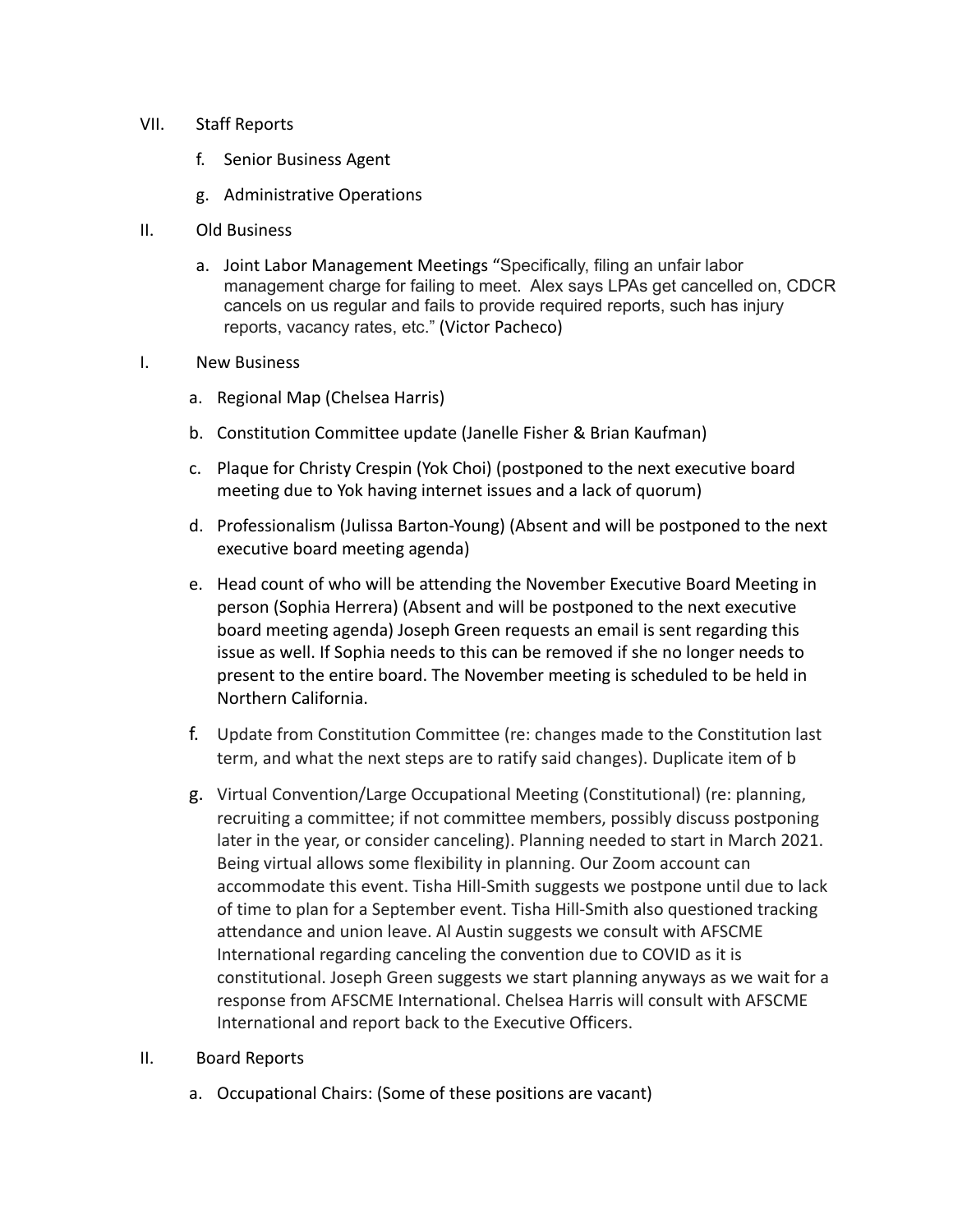VII. Staff Reports

   f. Senior Business Agent

   g. Administrative Operations

II. Old Business

   a. Joint Labor Management Meetings "Specifically, filing an unfair labor management charge for failing to meet. Alex says LPAs get cancelled on, CDCR cancels on us regular and fails to provide required reports, such has injury reports, vacancy rates, etc." (Victor Pacheco)

I. New Business

   a. Regional Map (Chelsea Harris)

   b. Constitution Committee update (Janelle Fisher & Brian Kaufman)

   c. Plaque for Christy Crespin (Yok Choi) (postponed to the next executive board meeting due to Yok having internet issues and a lack of quorum)

   d. Professionalism (Julissa Barton-Young) (Absent and will be postponed to the next executive board meeting agenda)

   e. Head count of who will be attending the November Executive Board Meeting in person (Sophia Herrera) (Absent and will be postponed to the next executive board meeting agenda) Joseph Green requests an email is sent regarding this issue as well. If Sophia needs to this can be removed if she no longer needs to present to the entire board. The November meeting is scheduled to be held in Northern California.

   f. Update from Constitution Committee (re: changes made to the Constitution last term, and what the next steps are to ratify said changes). Duplicate item of b

   g. Virtual Convention/Large Occupational Meeting (Constitutional) (re: planning, recruiting a committee; if not committee members, possibly discuss postponing later in the year, or consider canceling). Planning needed to start in March 2021. Being virtual allows some flexibility in planning. Our Zoom account can accommodate this event. Tisha Hill-Smith suggests we postpone until due to lack of time to plan for a September event. Tisha Hill-Smith also questioned tracking attendance and union leave. Al Austin suggests we consult with AFSCME International regarding canceling the convention due to COVID as it is constitutional. Joseph Green suggests we start planning anyways as we wait for a response from AFSCME International. Chelsea Harris will consult with AFSCME International and report back to the Executive Officers.

II. Board Reports

   a. Occupational Chairs: (Some of these positions are vacant)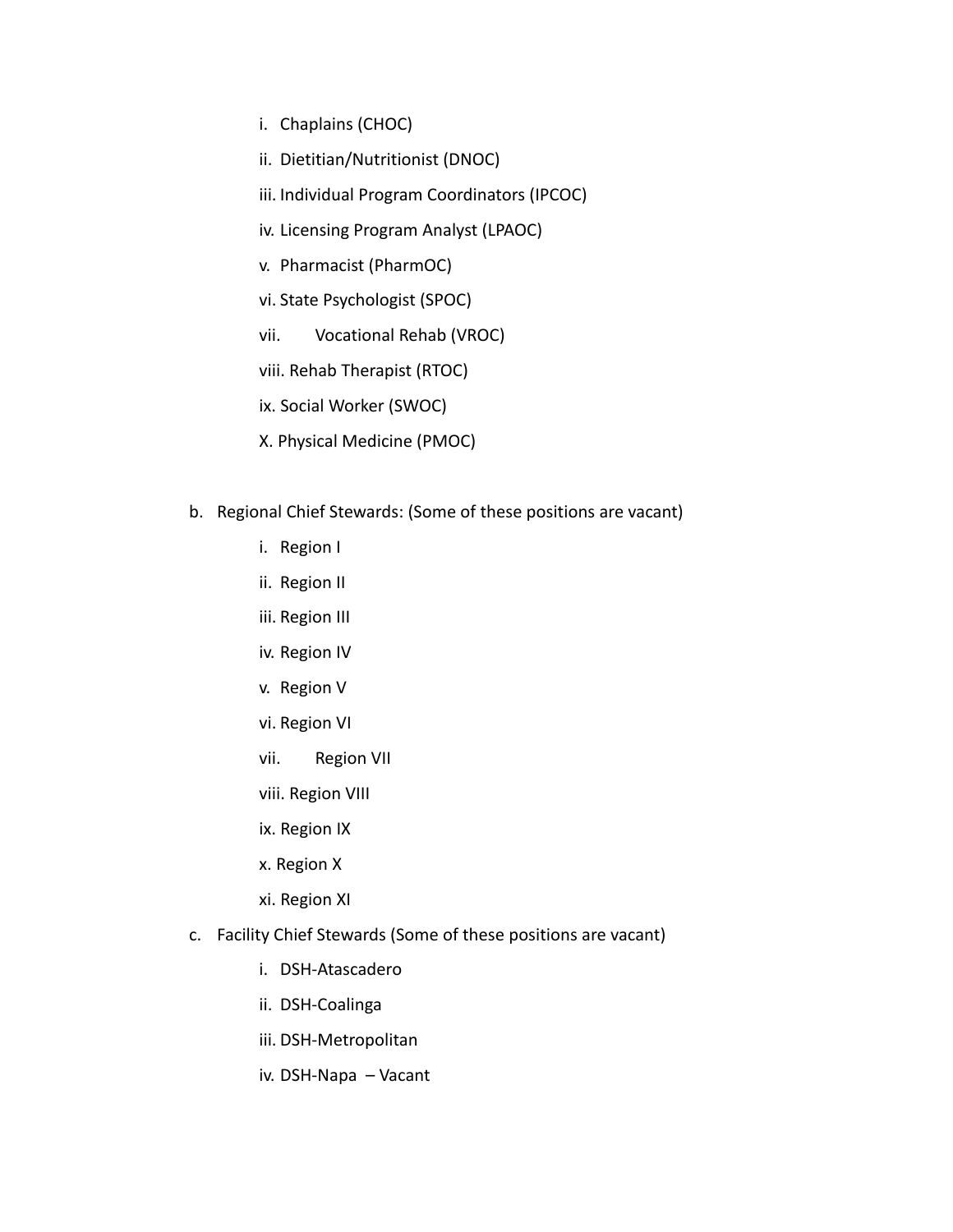- i. Chaplains (CHOC)
- ii. Dietitian/Nutritionist (DNOC)
- iii. Individual Program Coordinators (IPCOC)
- iv. Licensing Program Analyst (LPAOC)
- v. Pharmacist (PharmOC)
- vi. State Psychologist (SPOC)
- vii. Vocational Rehab (VROC)
- viii. Rehab Therapist (RTOC)
- ix. Social Worker (SWOC)
- X. Physical Medicine (PMOC)

b. Regional Chief Stewards: (Some of these positions are vacant)

- i. Region I
- ii. Region II
- iii. Region III
- iv. Region IV
- v. Region V
- vi. Region VI
- vii. Region VII
- viii. Region VIII
- ix. Region IX
- x. Region X
- xi. Region XI

c. Facility Chief Stewards (Some of these positions are vacant)

- i. DSH-Atascadero
- ii. DSH-Coalinga
- iii. DSH-Metropolitan
- iv. DSH-Napa – Vacant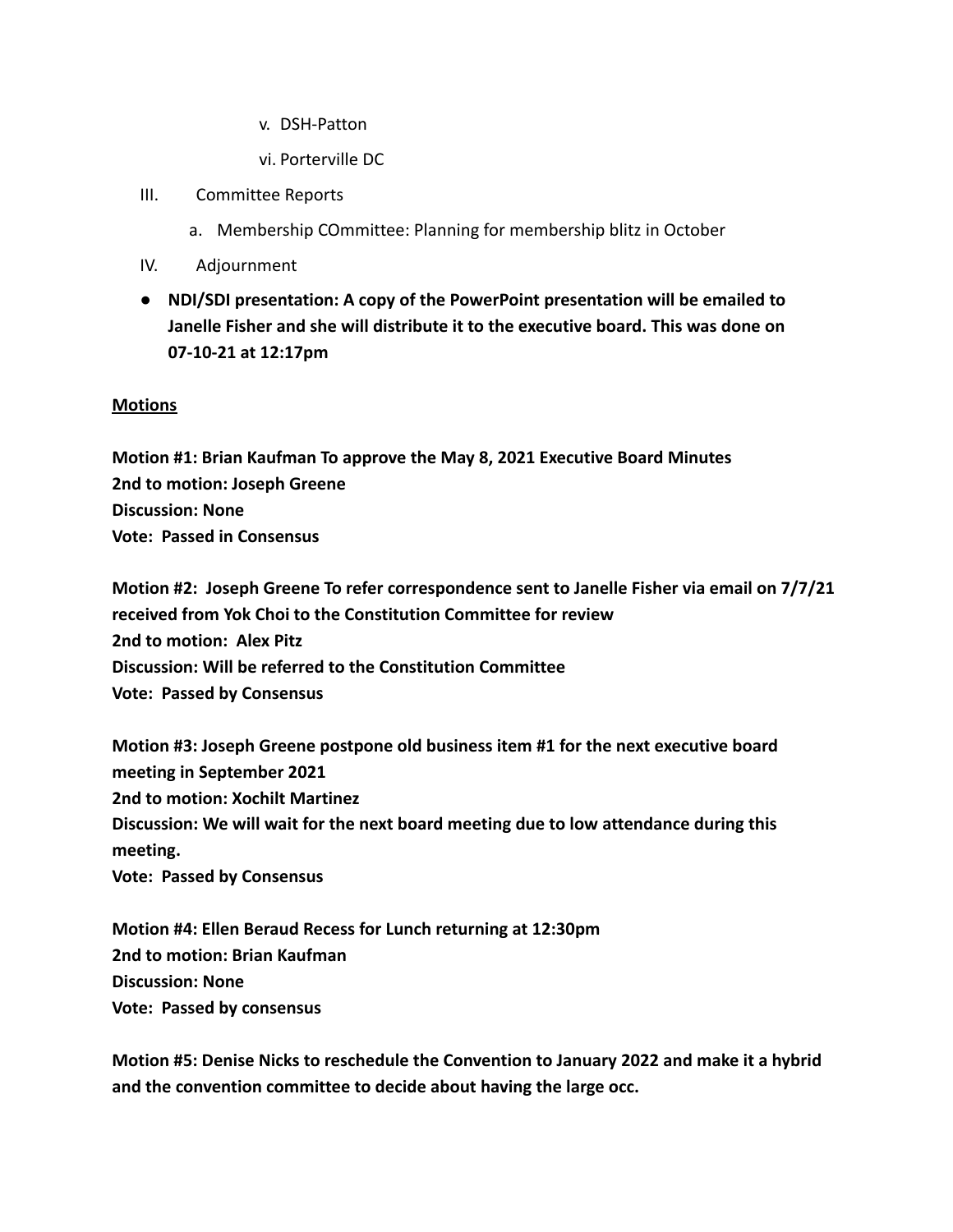v. DSH-Patton

vi. Porterville DC

III. Committee Reports

a. Membership COmmittee: Planning for membership blitz in October

IV. Adjournment

- **NDI/SDI presentation: A copy of the PowerPoint presentation will be emailed to Janelle Fisher and she will distribute it to the executive board. This was done on 07-10-21 at 12:17pm**

<u>**Motions**</u>

**Motion #1: Brian Kaufman To approve the May 8, 2021 Executive Board Minutes**
**2nd to motion: Joseph Greene**
**Discussion: None**
**Vote: Passed in Consensus**

**Motion #2: Joseph Greene To refer correspondence sent to Janelle Fisher via email on 7/7/21 received from Yok Choi to the Constitution Committee for review**
**2nd to motion: Alex Pitz**
**Discussion: Will be referred to the Constitution Committee**
**Vote: Passed by Consensus**

**Motion #3: Joseph Greene postpone old business item #1 for the next executive board meeting in September 2021**
**2nd to motion: Xochilt Martinez**
**Discussion: We will wait for the next board meeting due to low attendance during this meeting.**
**Vote: Passed by Consensus**

**Motion #4: Ellen Beraud Recess for Lunch returning at 12:30pm**
**2nd to motion: Brian Kaufman**
**Discussion: None**
**Vote: Passed by consensus**

**Motion #5: Denise Nicks to reschedule the Convention to January 2022 and make it a hybrid and the convention committee to decide about having the large occ.**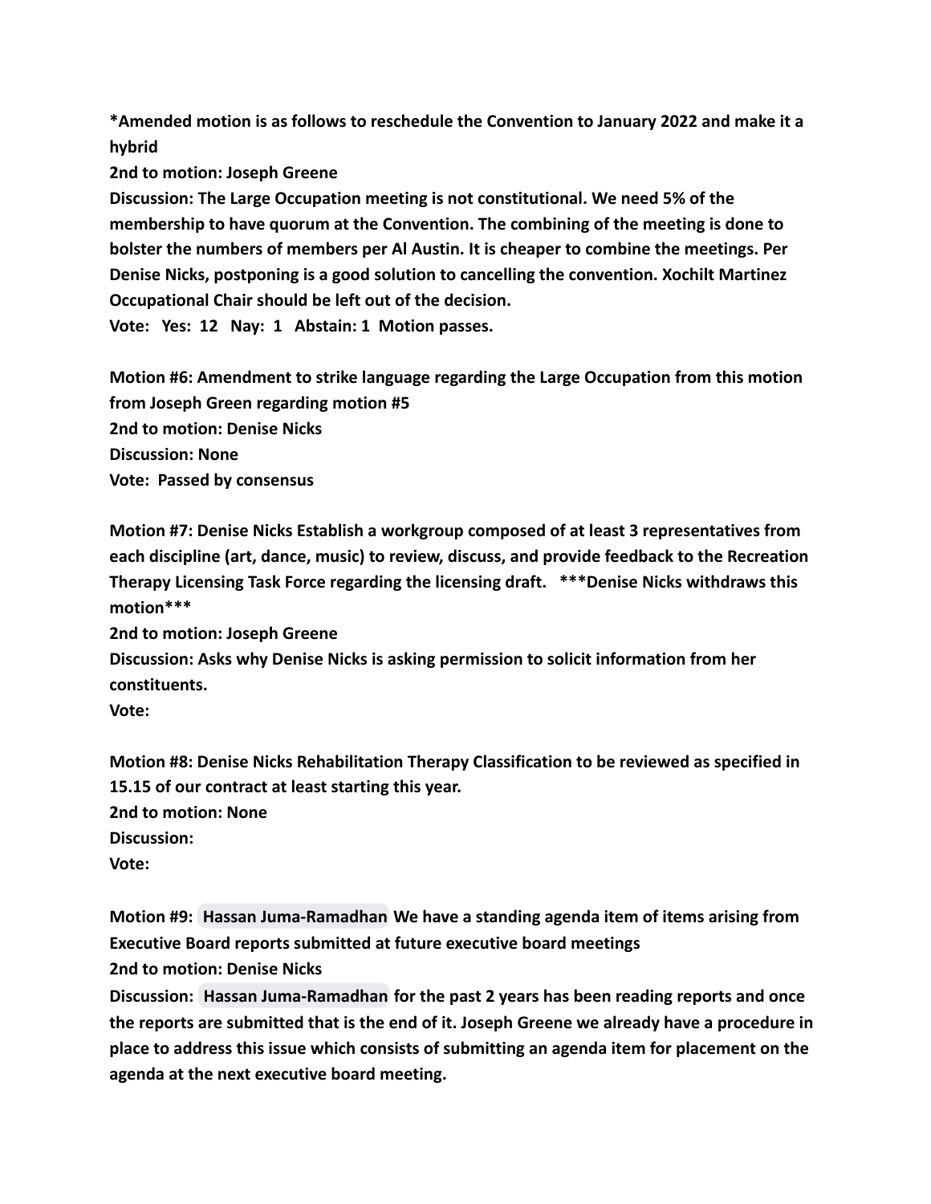**\*Amended motion is as follows to reschedule the Convention to January 2022 and make it a hybrid**

**2nd to motion: Joseph Greene**

**Discussion: The Large Occupation meeting is not constitutional. We need 5% of the membership to have quorum at the Convention. The combining of the meeting is done to bolster the numbers of members per Al Austin. It is cheaper to combine the meetings. Per Denise Nicks, postponing is a good solution to cancelling the convention. Xochilt Martinez Occupational Chair should be left out of the decision.**

**Vote: Yes: 12 Nay: 1 Abstain: 1 Motion passes.**

**Motion #6: Amendment to strike language regarding the Large Occupation from this motion from Joseph Green regarding motion #5**

**2nd to motion: Denise Nicks**

**Discussion: None**

**Vote: Passed by consensus**

**Motion #7: Denise Nicks Establish a workgroup composed of at least 3 representatives from each discipline (art, dance, music) to review, discuss, and provide feedback to the Recreation Therapy Licensing Task Force regarding the licensing draft. \*\*\*Denise Nicks withdraws this motion\*\*\***

**2nd to motion: Joseph Greene**

**Discussion: Asks why Denise Nicks is asking permission to solicit information from her constituents.**

**Vote:**

**Motion #8: Denise Nicks Rehabilitation Therapy Classification to be reviewed as specified in 15.15 of our contract at least starting this year.**

**2nd to motion: None**

**Discussion:**

**Vote:**

**Motion #9: Hassan Juma-Ramadhan We have a standing agenda item of items arising from Executive Board reports submitted at future executive board meetings**

**2nd to motion: Denise Nicks**

**Discussion: Hassan Juma-Ramadhan for the past 2 years has been reading reports and once the reports are submitted that is the end of it. Joseph Greene we already have a procedure in place to address this issue which consists of submitting an agenda item for placement on the agenda at the next executive board meeting.**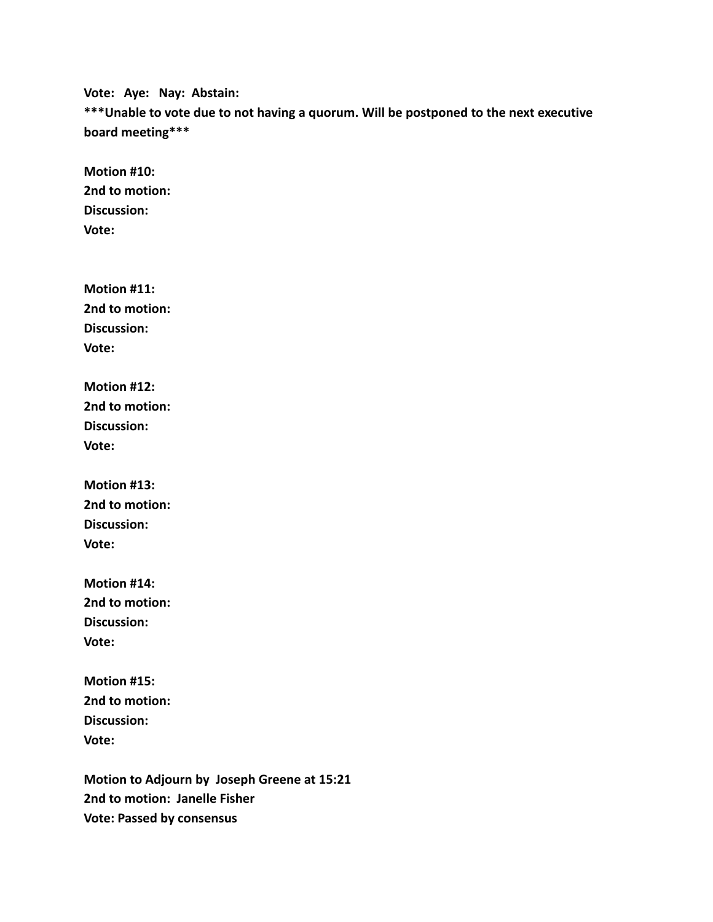**Vote: Aye: Nay: Abstain:**
**\*\*\*Unable to vote due to not having a quorum. Will be postponed to the next executive board meeting\*\*\***

**Motion #10:**
**2nd to motion:**
**Discussion:**
**Vote:**

**Motion #11:**
**2nd to motion:**
**Discussion:**
**Vote:**

**Motion #12:**
**2nd to motion:**
**Discussion:**
**Vote:**

**Motion #13:**
**2nd to motion:**
**Discussion:**
**Vote:**

**Motion #14:**
**2nd to motion:**
**Discussion:**
**Vote:**

**Motion #15:**
**2nd to motion:**
**Discussion:**
**Vote:**

**Motion to Adjourn by Joseph Greene at 15:21**
**2nd to motion: Janelle Fisher**
**Vote: Passed by consensus**